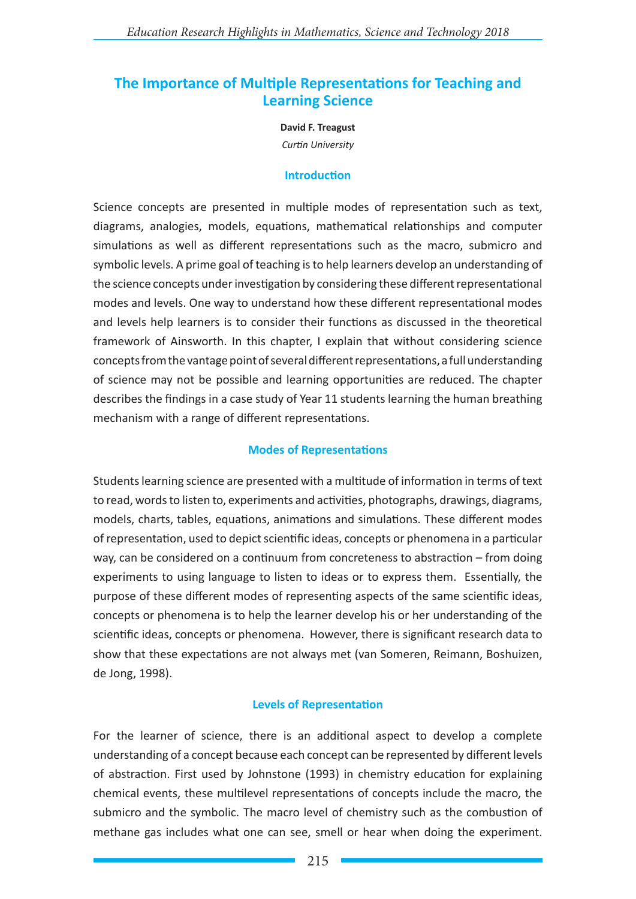# The Importance of Multiple Representations for Teaching and Learning Science

**David F. Treagust**

*Curtin University*

## Introduction

Science concepts are presented in multiple modes of representation such as text, diagrams, analogies, models, equations, mathematical relationships and computer simulations as well as different representations such as the macro, submicro and symbolic levels. A prime goal of teaching is to help learners develop an understanding of the science concepts under investigation by considering these different representational modes and levels. One way to understand how these different representational modes and levels help learners is to consider their functions as discussed in the theoretical framework of Ainsworth. In this chapter, I explain that without considering science concepts from the vantage point of several different representations, a full understanding of science may not be possible and learning opportunities are reduced. The chapter describes the findings in a case study of Year 11 students learning the human breathing mechanism with a range of different representations.

## Modes of Representations

Students learning science are presented with a multitude of information in terms of text to read, words to listen to, experiments and activities, photographs, drawings, diagrams, models, charts, tables, equations, animations and simulations. These different modes of representation, used to depict scientific ideas, concepts or phenomena in a particular way, can be considered on a continuum from concreteness to abstraction – from doing experiments to using language to listen to ideas or to express them. Essentially, the purpose of these different modes of representing aspects of the same scientific ideas, concepts or phenomena is to help the learner develop his or her understanding of the scientific ideas, concepts or phenomena. However, there is significant research data to show that these expectations are not always met (van Someren, Reimann, Boshuizen, de Jong, 1998).

## Levels of Representation

For the learner of science, there is an additional aspect to develop a complete understanding of a concept because each concept can be represented by different levels of abstraction. First used by Johnstone (1993) in chemistry education for explaining chemical events, these multilevel representations of concepts include the macro, the submicro and the symbolic. The macro level of chemistry such as the combustion of methane gas includes what one can see, smell or hear when doing the experiment.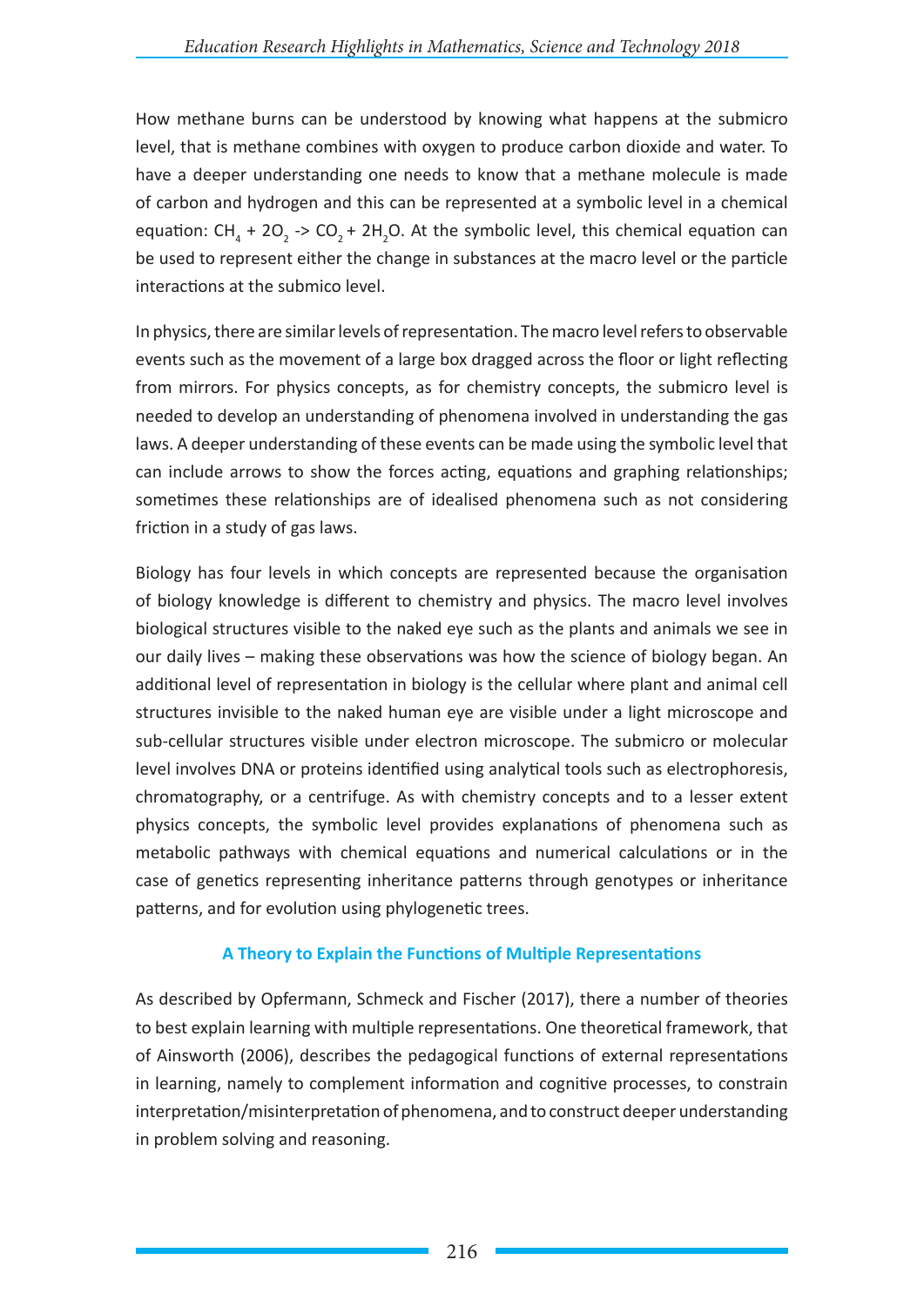How methane burns can be understood by knowing what happens at the submicro level, that is methane combines with oxygen to produce carbon dioxide and water. To have a deeper understanding one needs to know that a methane molecule is made of carbon and hydrogen and this can be represented at a symbolic level in a chemical equation: $CH_4 + 2O_2 \rightarrow CO_2 + 2H_2O$. At the symbolic level, this chemical equation can be used to represent either the change in substances at the macro level or the particle interactions at the submico level.

In physics, there are similar levels of representation. The macro level refers to observable events such as the movement of a large box dragged across the floor or light reflecting from mirrors. For physics concepts, as for chemistry concepts, the submicro level is needed to develop an understanding of phenomena involved in understanding the gas laws. A deeper understanding of these events can be made using the symbolic level that can include arrows to show the forces acting, equations and graphing relationships; sometimes these relationships are of idealised phenomena such as not considering friction in a study of gas laws.

Biology has four levels in which concepts are represented because the organisation of biology knowledge is different to chemistry and physics. The macro level involves biological structures visible to the naked eye such as the plants and animals we see in our daily lives – making these observations was how the science of biology began. An additional level of representation in biology is the cellular where plant and animal cell structures invisible to the naked human eye are visible under a light microscope and sub-cellular structures visible under electron microscope. The submicro or molecular level involves DNA or proteins identified using analytical tools such as electrophoresis, chromatography, or a centrifuge. As with chemistry concepts and to a lesser extent physics concepts, the symbolic level provides explanations of phenomena such as metabolic pathways with chemical equations and numerical calculations or in the case of genetics representing inheritance patterns through genotypes or inheritance patterns, and for evolution using phylogenetic trees.

## A Theory to Explain the Functions of Multiple Representations

As described by Opfermann, Schmeck and Fischer (2017), there a number of theories to best explain learning with multiple representations. One theoretical framework, that of Ainsworth (2006), describes the pedagogical functions of external representations in learning, namely to complement information and cognitive processes, to constrain interpretation/misinterpretation of phenomena, and to construct deeper understanding in problem solving and reasoning.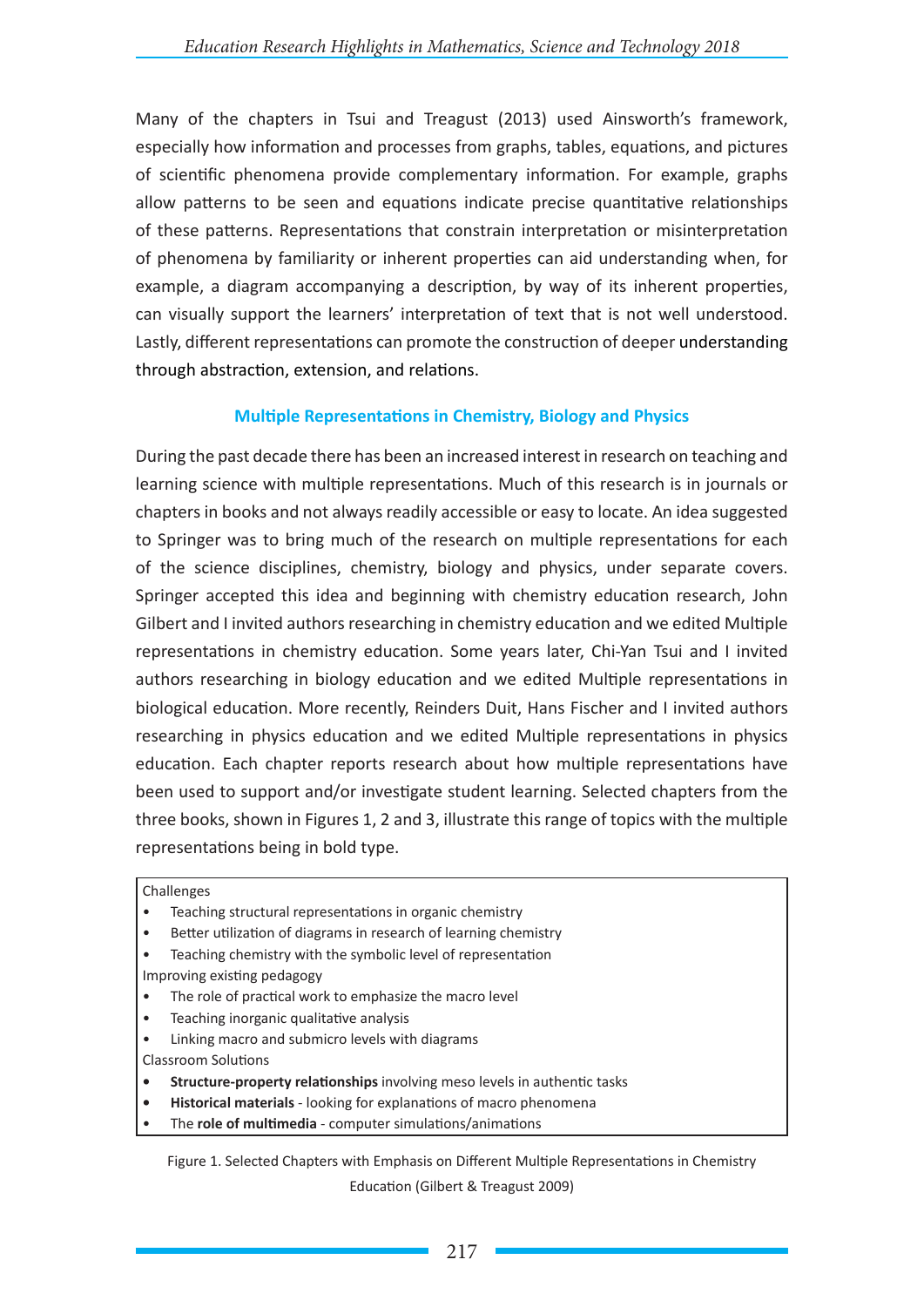Many of the chapters in Tsui and Treagust (2013) used Ainsworth's framework, especially how information and processes from graphs, tables, equations, and pictures of scientific phenomena provide complementary information. For example, graphs allow patterns to be seen and equations indicate precise quantitative relationships of these patterns. Representations that constrain interpretation or misinterpretation of phenomena by familiarity or inherent properties can aid understanding when, for example, a diagram accompanying a description, by way of its inherent properties, can visually support the learners' interpretation of text that is not well understood. Lastly, different representations can promote the construction of deeper understanding through abstraction, extension, and relations.

## Multiple Representations in Chemistry, Biology and Physics

During the past decade there has been an increased interest in research on teaching and learning science with multiple representations. Much of this research is in journals or chapters in books and not always readily accessible or easy to locate. An idea suggested to Springer was to bring much of the research on multiple representations for each of the science disciplines, chemistry, biology and physics, under separate covers. Springer accepted this idea and beginning with chemistry education research, John Gilbert and I invited authors researching in chemistry education and we edited Multiple representations in chemistry education. Some years later, Chi-Yan Tsui and I invited authors researching in biology education and we edited Multiple representations in biological education. More recently, Reinders Duit, Hans Fischer and I invited authors researching in physics education and we edited Multiple representations in physics education. Each chapter reports research about how multiple representations have been used to support and/or investigate student learning. Selected chapters from the three books, shown in Figures 1, 2 and 3, illustrate this range of topics with the multiple representations being in bold type.

Challenges

- Teaching structural representations in organic chemistry
- Better utilization of diagrams in research of learning chemistry
- Teaching chemistry with the symbolic level of representation

Improving existing pedagogy

- The role of practical work to emphasize the macro level
- Teaching inorganic qualitative analysis
- Linking macro and submicro levels with diagrams

Classroom Solutions

- **Structure-property relationships** involving meso levels in authentic tasks
- **Historical materials** - looking for explanations of macro phenomena
- The **role of multimedia** - computer simulations/animations

Figure 1. Selected Chapters with Emphasis on Different Multiple Representations in Chemistry Education (Gilbert & Treagust 2009)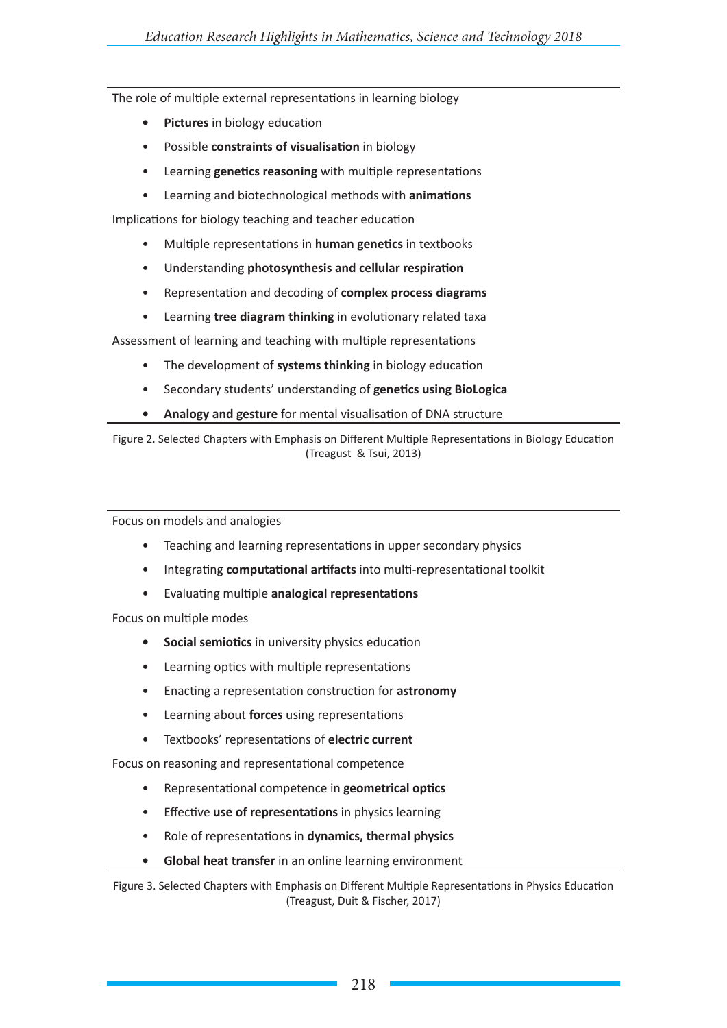The role of multiple external representations in learning biology

- **Pictures** in biology education
- Possible **constraints of visualisation** in biology
- Learning **genetics reasoning** with multiple representations
- Learning and biotechnological methods with **animations**

Implications for biology teaching and teacher education

- Multiple representations in **human genetics** in textbooks
- Understanding **photosynthesis and cellular respiration**
- Representation and decoding of **complex process diagrams**
- Learning **tree diagram thinking** in evolutionary related taxa

Assessment of learning and teaching with multiple representations

- The development of **systems thinking** in biology education
- Secondary students' understanding of **genetics using BioLogica**
- **Analogy and gesture** for mental visualisation of DNA structure

Figure 2. Selected Chapters with Emphasis on Different Multiple Representations in Biology Education (Treagust & Tsui, 2013)

Focus on models and analogies

- Teaching and learning representations in upper secondary physics
- Integrating **computational artifacts** into multi-representational toolkit
- Evaluating multiple **analogical representations**

Focus on multiple modes

- **Social semiotics** in university physics education
- Learning optics with multiple representations
- Enacting a representation construction for **astronomy**
- Learning about **forces** using representations
- Textbooks' representations of **electric current**

Focus on reasoning and representational competence

- Representational competence in **geometrical optics**
- Effective **use of representations** in physics learning
- Role of representations in **dynamics, thermal physics**
- **Global heat transfer** in an online learning environment

Figure 3. Selected Chapters with Emphasis on Different Multiple Representations in Physics Education (Treagust, Duit & Fischer, 2017)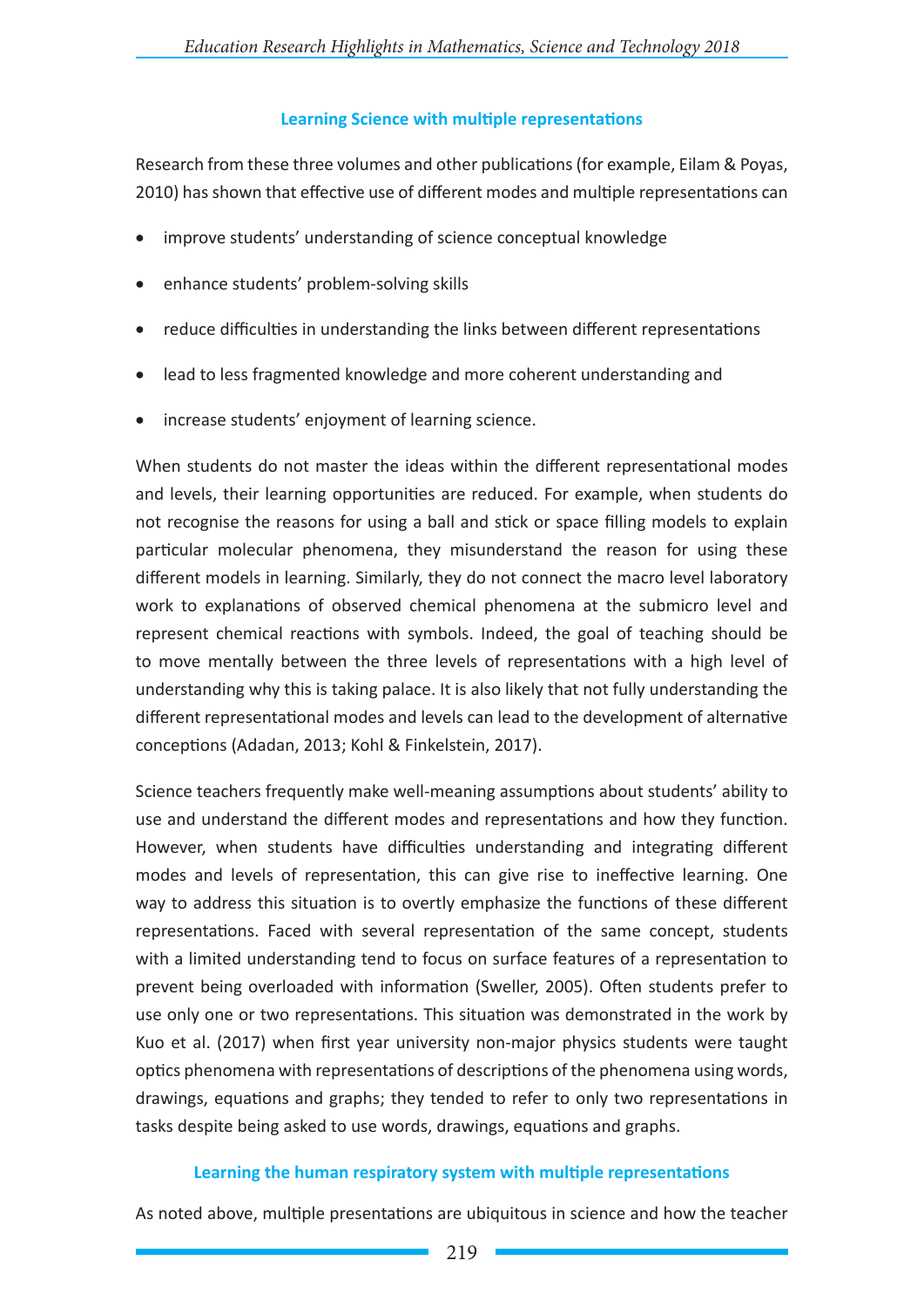## Learning Science with multiple representations

Research from these three volumes and other publications (for example, Eilam & Poyas, 2010) has shown that effective use of different modes and multiple representations can

- improve students' understanding of science conceptual knowledge
- enhance students' problem-solving skills
- reduce difficulties in understanding the links between different representations
- lead to less fragmented knowledge and more coherent understanding and
- increase students' enjoyment of learning science.

When students do not master the ideas within the different representational modes and levels, their learning opportunities are reduced. For example, when students do not recognise the reasons for using a ball and stick or space filling models to explain particular molecular phenomena, they misunderstand the reason for using these different models in learning. Similarly, they do not connect the macro level laboratory work to explanations of observed chemical phenomena at the submicro level and represent chemical reactions with symbols. Indeed, the goal of teaching should be to move mentally between the three levels of representations with a high level of understanding why this is taking palace. It is also likely that not fully understanding the different representational modes and levels can lead to the development of alternative conceptions (Adadan, 2013; Kohl & Finkelstein, 2017).

Science teachers frequently make well-meaning assumptions about students' ability to use and understand the different modes and representations and how they function. However, when students have difficulties understanding and integrating different modes and levels of representation, this can give rise to ineffective learning. One way to address this situation is to overtly emphasize the functions of these different representations. Faced with several representation of the same concept, students with a limited understanding tend to focus on surface features of a representation to prevent being overloaded with information (Sweller, 2005). Often students prefer to use only one or two representations. This situation was demonstrated in the work by Kuo et al. (2017) when first year university non-major physics students were taught optics phenomena with representations of descriptions of the phenomena using words, drawings, equations and graphs; they tended to refer to only two representations in tasks despite being asked to use words, drawings, equations and graphs.

## Learning the human respiratory system with multiple representations

As noted above, multiple presentations are ubiquitous in science and how the teacher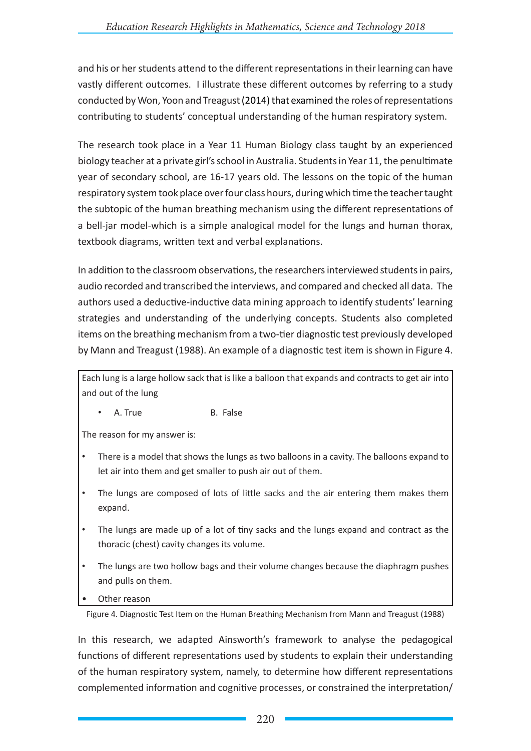and his or her students attend to the different representations in their learning can have vastly different outcomes. I illustrate these different outcomes by referring to a study conducted by Won, Yoon and Treagust (2014) that examined the roles of representations contributing to students' conceptual understanding of the human respiratory system.

The research took place in a Year 11 Human Biology class taught by an experienced biology teacher at a private girl's school in Australia. Students in Year 11, the penultimate year of secondary school, are 16-17 years old. The lessons on the topic of the human respiratory system took place over four class hours, during which time the teacher taught the subtopic of the human breathing mechanism using the different representations of a bell-jar model-which is a simple analogical model for the lungs and human thorax, textbook diagrams, written text and verbal explanations.

In addition to the classroom observations, the researchers interviewed students in pairs, audio recorded and transcribed the interviews, and compared and checked all data. The authors used a deductive-inductive data mining approach to identify students' learning strategies and understanding of the underlying concepts. Students also completed items on the breathing mechanism from a two-tier diagnostic test previously developed by Mann and Treagust (1988). An example of a diagnostic test item is shown in Figure 4.

> Each lung is a large hollow sack that is like a balloon that expands and contracts to get air into and out of the lung
>
> - A. True B. False
>
> The reason for my answer is:
>
> - There is a model that shows the lungs as two balloons in a cavity. The balloons expand to let air into them and get smaller to push air out of them.
> - The lungs are composed of lots of little sacks and the air entering them makes them expand.
> - The lungs are made up of a lot of tiny sacks and the lungs expand and contract as the thoracic (chest) cavity changes its volume.
> - The lungs are two hollow bags and their volume changes because the diaphragm pushes and pulls on them.
> - Other reason

Figure 4. Diagnostic Test Item on the Human Breathing Mechanism from Mann and Treagust (1988)

In this research, we adapted Ainsworth's framework to analyse the pedagogical functions of different representations used by students to explain their understanding of the human respiratory system, namely, to determine how different representations complemented information and cognitive processes, or constrained the interpretation/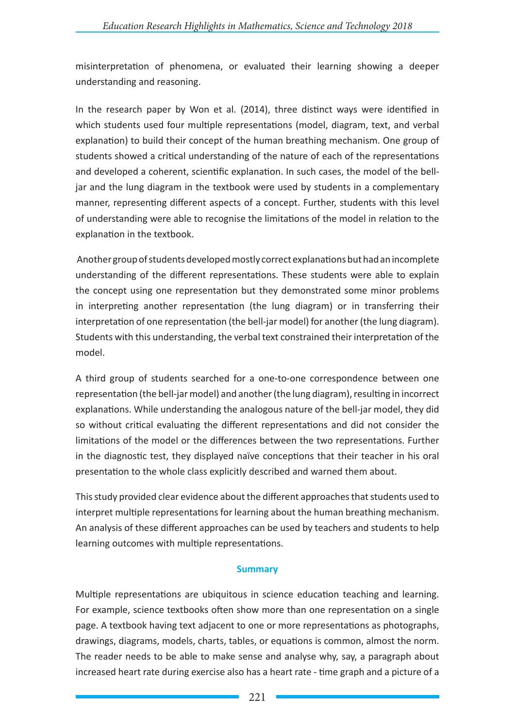misinterpretation of phenomena, or evaluated their learning showing a deeper understanding and reasoning.

In the research paper by Won et al. (2014), three distinct ways were identified in which students used four multiple representations (model, diagram, text, and verbal explanation) to build their concept of the human breathing mechanism. One group of students showed a critical understanding of the nature of each of the representations and developed a coherent, scientific explanation. In such cases, the model of the bell-jar and the lung diagram in the textbook were used by students in a complementary manner, representing different aspects of a concept. Further, students with this level of understanding were able to recognise the limitations of the model in relation to the explanation in the textbook.

Another group of students developed mostly correct explanations but had an incomplete understanding of the different representations. These students were able to explain the concept using one representation but they demonstrated some minor problems in interpreting another representation (the lung diagram) or in transferring their interpretation of one representation (the bell-jar model) for another (the lung diagram). Students with this understanding, the verbal text constrained their interpretation of the model.

A third group of students searched for a one-to-one correspondence between one representation (the bell-jar model) and another (the lung diagram), resulting in incorrect explanations. While understanding the analogous nature of the bell-jar model, they did so without critical evaluating the different representations and did not consider the limitations of the model or the differences between the two representations. Further in the diagnostic test, they displayed naïve conceptions that their teacher in his oral presentation to the whole class explicitly described and warned them about.

This study provided clear evidence about the different approaches that students used to interpret multiple representations for learning about the human breathing mechanism. An analysis of these different approaches can be used by teachers and students to help learning outcomes with multiple representations.

## Summary

Multiple representations are ubiquitous in science education teaching and learning. For example, science textbooks often show more than one representation on a single page. A textbook having text adjacent to one or more representations as photographs, drawings, diagrams, models, charts, tables, or equations is common, almost the norm. The reader needs to be able to make sense and analyse why, say, a paragraph about increased heart rate during exercise also has a heart rate - time graph and a picture of a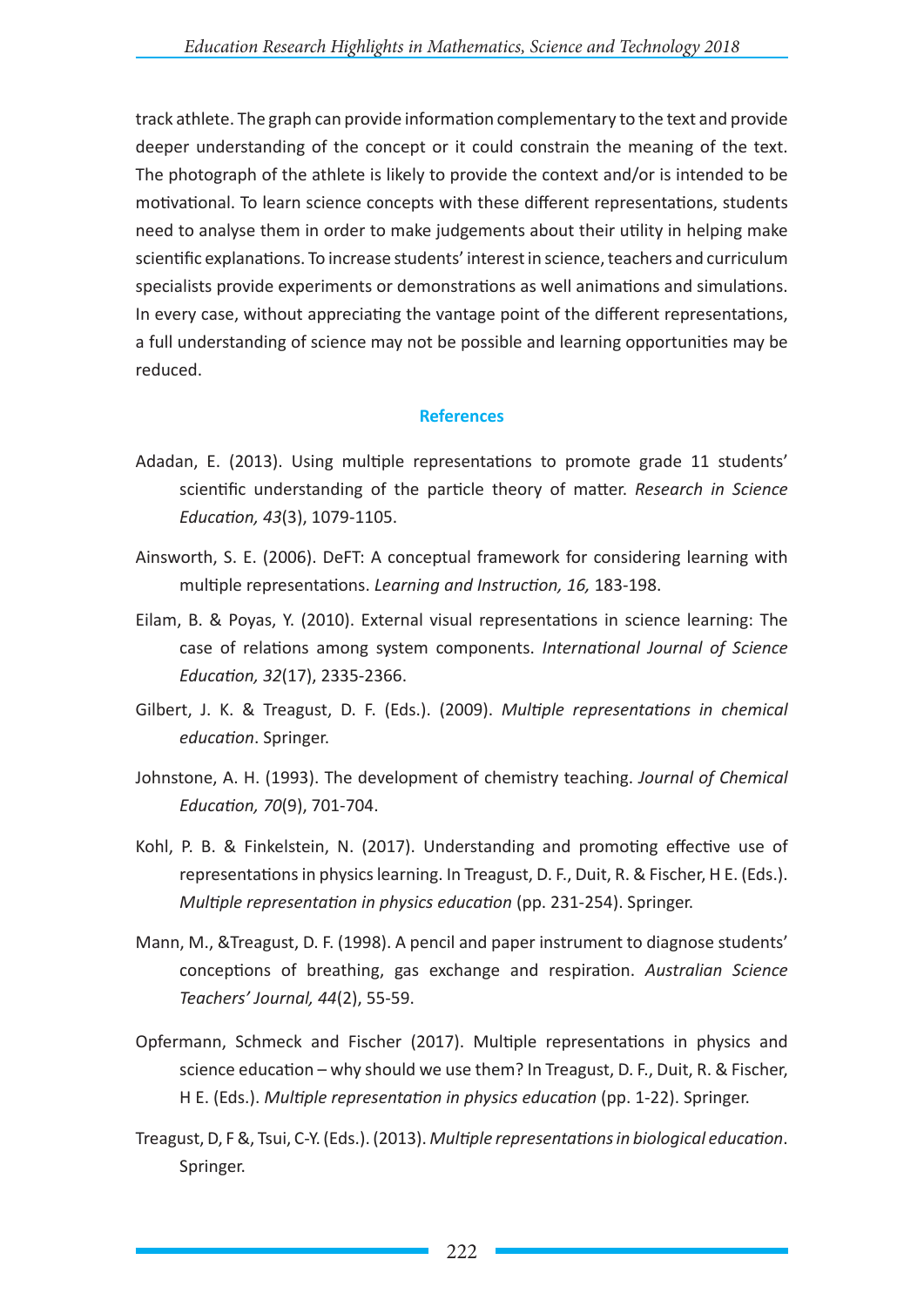track athlete. The graph can provide information complementary to the text and provide deeper understanding of the concept or it could constrain the meaning of the text. The photograph of the athlete is likely to provide the context and/or is intended to be motivational. To learn science concepts with these different representations, students need to analyse them in order to make judgements about their utility in helping make scientific explanations. To increase students' interest in science, teachers and curriculum specialists provide experiments or demonstrations as well animations and simulations. In every case, without appreciating the vantage point of the different representations, a full understanding of science may not be possible and learning opportunities may be reduced.

## References

Adadan, E. (2013). Using multiple representations to promote grade 11 students' scientific understanding of the particle theory of matter. *Research in Science Education, 43*(3), 1079-1105.

Ainsworth, S. E. (2006). DeFT: A conceptual framework for considering learning with multiple representations. *Learning and Instruction, 16,* 183-198.

Eilam, B. & Poyas, Y. (2010). External visual representations in science learning: The case of relations among system components. *International Journal of Science Education, 32*(17), 2335-2366.

Gilbert, J. K. & Treagust, D. F. (Eds.). (2009). *Multiple representations in chemical education*. Springer.

Johnstone, A. H. (1993). The development of chemistry teaching. *Journal of Chemical Education, 70*(9), 701-704.

Kohl, P. B. & Finkelstein, N. (2017). Understanding and promoting effective use of representations in physics learning. In Treagust, D. F., Duit, R. & Fischer, H E. (Eds.). *Multiple representation in physics education* (pp. 231-254). Springer.

Mann, M., &Treagust, D. F. (1998). A pencil and paper instrument to diagnose students' conceptions of breathing, gas exchange and respiration. *Australian Science Teachers' Journal, 44*(2), 55-59.

Opfermann, Schmeck and Fischer (2017). Multiple representations in physics and science education – why should we use them? In Treagust, D. F., Duit, R. & Fischer, H E. (Eds.). *Multiple representation in physics education* (pp. 1-22). Springer.

Treagust, D, F &, Tsui, C-Y. (Eds.). (2013). *Multiple representations in biological education*. Springer.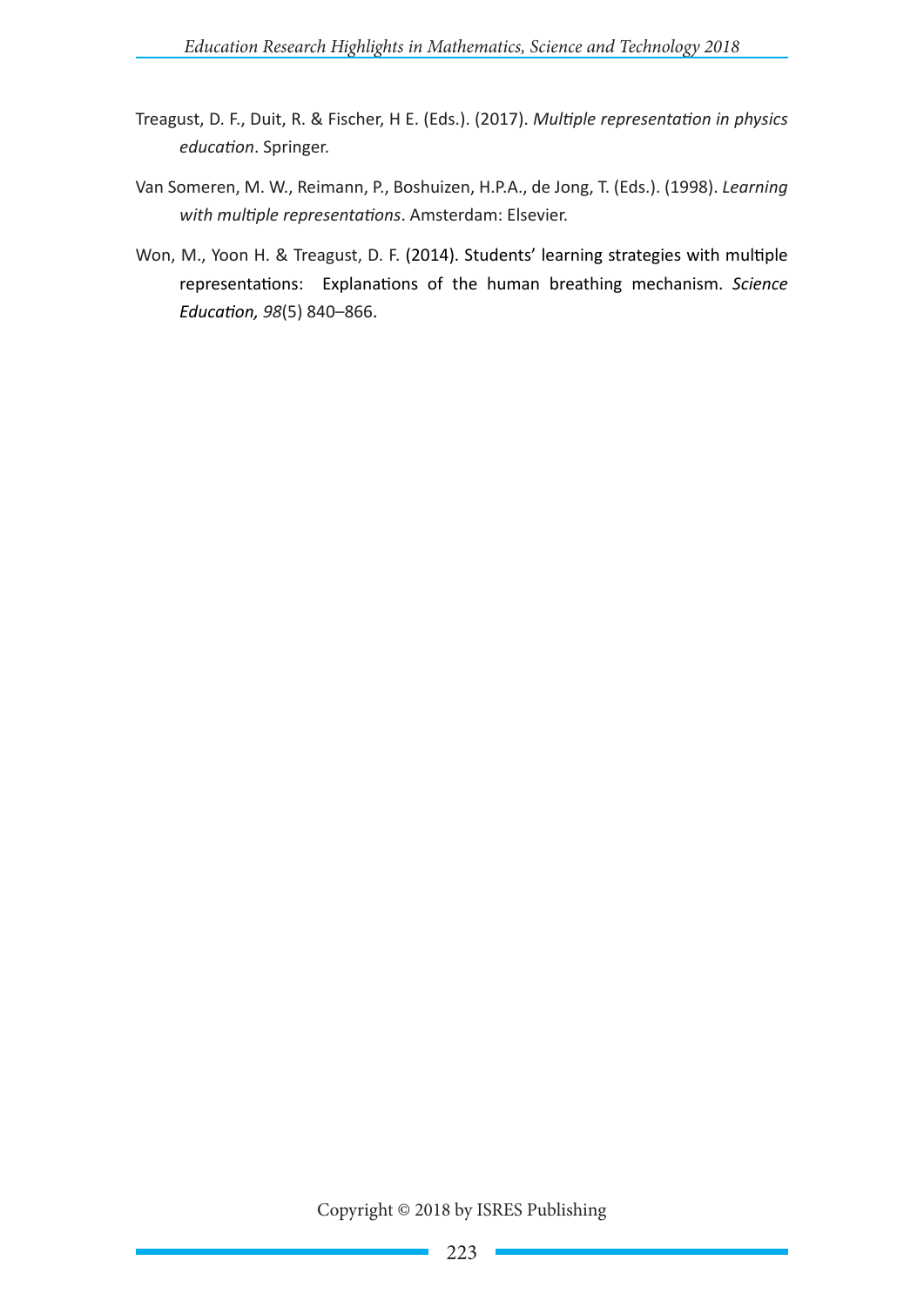Treagust, D. F., Duit, R. & Fischer, H E. (Eds.). (2017). *Multiple representation in physics education*. Springer.

Van Someren, M. W., Reimann, P., Boshuizen, H.P.A., de Jong, T. (Eds.). (1998). *Learning with multiple representations*. Amsterdam: Elsevier.

Won, M., Yoon H. & Treagust, D. F. (2014). Students' learning strategies with multiple representations: Explanations of the human breathing mechanism. *Science Education, 98*(5) 840–866.

Copyright © 2018 by ISRES Publishing